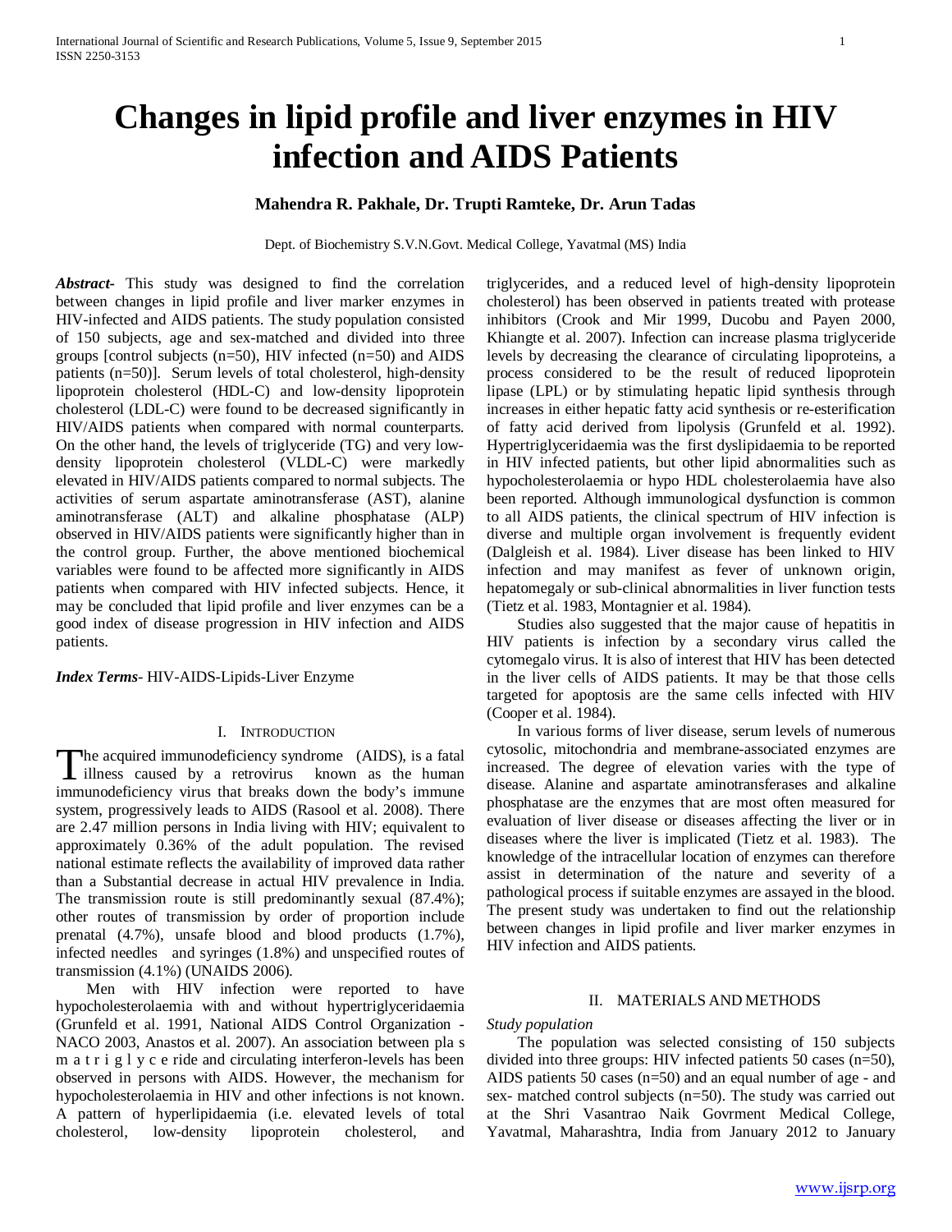# Changes in lipid profile and liver enzymes in HIV infection and AIDS Patients

**Mahendra R. Pakhale, Dr. Trupti Ramteke, Dr. Arun Tadas**

Dept. of Biochemistry S.V.N.Govt. Medical College, Yavatmal (MS) India

***Abstract-*** This study was designed to find the correlation between changes in lipid profile and liver marker enzymes in HIV-infected and AIDS patients. The study population consisted of 150 subjects, age and sex-matched and divided into three groups [control subjects (n=50), HIV infected (n=50) and AIDS patients (n=50)]. Serum levels of total cholesterol, high-density lipoprotein cholesterol (HDL-C) and low-density lipoprotein cholesterol (LDL-C) were found to be decreased significantly in HIV/AIDS patients when compared with normal counterparts. On the other hand, the levels of triglyceride (TG) and very low-density lipoprotein cholesterol (VLDL-C) were markedly elevated in HIV/AIDS patients compared to normal subjects. The activities of serum aspartate aminotransferase (AST), alanine aminotransferase (ALT) and alkaline phosphatase (ALP) observed in HIV/AIDS patients were significantly higher than in the control group. Further, the above mentioned biochemical variables were found to be affected more significantly in AIDS patients when compared with HIV infected subjects. Hence, it may be concluded that lipid profile and liver enzymes can be a good index of disease progression in HIV infection and AIDS patients.

***Index Terms*-** HIV-AIDS-Lipids-Liver Enzyme

## I. Introduction

The acquired immunodeficiency syndrome (AIDS), is a fatal illness caused by a retrovirus known as the human immunodeficiency virus that breaks down the body's immune system, progressively leads to AIDS (Rasool et al. 2008). There are 2.47 million persons in India living with HIV; equivalent to approximately 0.36% of the adult population. The revised national estimate reflects the availability of improved data rather than a Substantial decrease in actual HIV prevalence in India. The transmission route is still predominantly sexual (87.4%); other routes of transmission by order of proportion include prenatal (4.7%), unsafe blood and blood products (1.7%), infected needles and syringes (1.8%) and unspecified routes of transmission (4.1%) (UNAIDS 2006).

Men with HIV infection were reported to have hypocholesterolaemia with and without hypertriglyceridaemia (Grunfeld et al. 1991, National AIDS Control Organization - NACO 2003, Anastos et al. 2007). An association between pla s m a t r i g l y c e ride and circulating interferon-levels has been observed in persons with AIDS. However, the mechanism for hypocholesterolaemia in HIV and other infections is not known. A pattern of hyperlipidaemia (i.e. elevated levels of total cholesterol, low-density lipoprotein cholesterol, and triglycerides, and a reduced level of high-density lipoprotein cholesterol) has been observed in patients treated with protease inhibitors (Crook and Mir 1999, Ducobu and Payen 2000, Khiangte et al. 2007). Infection can increase plasma triglyceride levels by decreasing the clearance of circulating lipoproteins, a process considered to be the result of reduced lipoprotein lipase (LPL) or by stimulating hepatic lipid synthesis through increases in either hepatic fatty acid synthesis or re-esterification of fatty acid derived from lipolysis (Grunfeld et al. 1992). Hypertriglyceridaemia was the first dyslipidaemia to be reported in HIV infected patients, but other lipid abnormalities such as hypocholesterolaemia or hypo HDL cholesterolaemia have also been reported. Although immunological dysfunction is common to all AIDS patients, the clinical spectrum of HIV infection is diverse and multiple organ involvement is frequently evident (Dalgleish et al. 1984). Liver disease has been linked to HIV infection and may manifest as fever of unknown origin, hepatomegaly or sub-clinical abnormalities in liver function tests (Tietz et al. 1983, Montagnier et al. 1984).

Studies also suggested that the major cause of hepatitis in HIV patients is infection by a secondary virus called the cytomegalo virus. It is also of interest that HIV has been detected in the liver cells of AIDS patients. It may be that those cells targeted for apoptosis are the same cells infected with HIV (Cooper et al. 1984).

In various forms of liver disease, serum levels of numerous cytosolic, mitochondria and membrane-associated enzymes are increased. The degree of elevation varies with the type of disease. Alanine and aspartate aminotransferases and alkaline phosphatase are the enzymes that are most often measured for evaluation of liver disease or diseases affecting the liver or in diseases where the liver is implicated (Tietz et al. 1983). The knowledge of the intracellular location of enzymes can therefore assist in determination of the nature and severity of a pathological process if suitable enzymes are assayed in the blood. The present study was undertaken to find out the relationship between changes in lipid profile and liver marker enzymes in HIV infection and AIDS patients.

## II. Materials and Methods

*Study population*

The population was selected consisting of 150 subjects divided into three groups: HIV infected patients 50 cases (n=50), AIDS patients 50 cases (n=50) and an equal number of age - and sex- matched control subjects (n=50). The study was carried out at the Shri Vasantrao Naik Govrment Medical College, Yavatmal, Maharashtra, India from January 2012 to January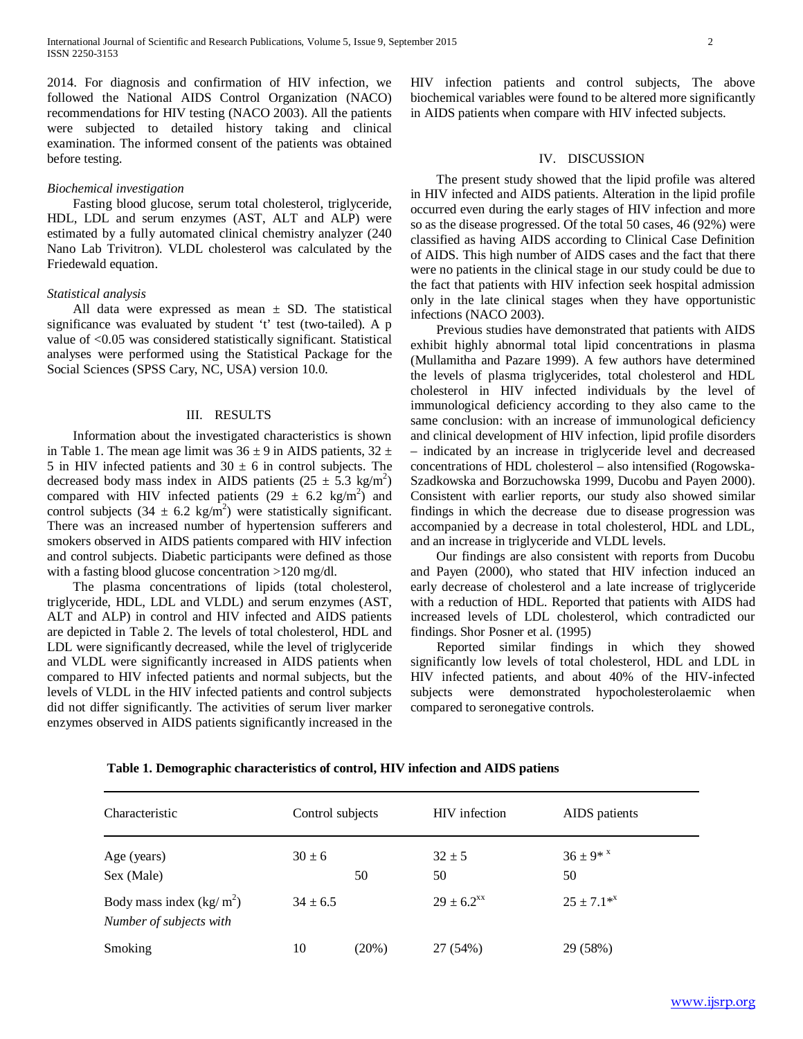2014. For diagnosis and confirmation of HIV infection, we followed the National AIDS Control Organization (NACO) recommendations for HIV testing (NACO 2003). All the patients were subjected to detailed history taking and clinical examination. The informed consent of the patients was obtained before testing.

*Biochemical investigation*

Fasting blood glucose, serum total cholesterol, triglyceride, HDL, LDL and serum enzymes (AST, ALT and ALP) were estimated by a fully automated clinical chemistry analyzer (240 Nano Lab Trivitron). VLDL cholesterol was calculated by the Friedewald equation.

*Statistical analysis*

All data were expressed as mean ± SD. The statistical significance was evaluated by student 't' test (two-tailed). A p value of <0.05 was considered statistically significant. Statistical analyses were performed using the Statistical Package for the Social Sciences (SPSS Cary, NC, USA) version 10.0.

## III. RESULTS

Information about the investigated characteristics is shown in Table 1. The mean age limit was 36 ± 9 in AIDS patients, 32 ± 5 in HIV infected patients and 30 ± 6 in control subjects. The decreased body mass index in AIDS patients (25 ± 5.3 kg/m$^2$) compared with HIV infected patients (29 ± 6.2 kg/m$^2$) and control subjects (34 ± 6.2 kg/m$^2$) were statistically significant. There was an increased number of hypertension sufferers and smokers observed in AIDS patients compared with HIV infection and control subjects. Diabetic participants were defined as those with a fasting blood glucose concentration >120 mg/dl.

The plasma concentrations of lipids (total cholesterol, triglyceride, HDL, LDL and VLDL) and serum enzymes (AST, ALT and ALP) in control and HIV infected and AIDS patients are depicted in Table 2. The levels of total cholesterol, HDL and LDL were significantly decreased, while the level of triglyceride and VLDL were significantly increased in AIDS patients when compared to HIV infected patients and normal subjects, but the levels of VLDL in the HIV infected patients and control subjects did not differ significantly. The activities of serum liver marker enzymes observed in AIDS patients significantly increased in the HIV infection patients and control subjects, The above biochemical variables were found to be altered more significantly in AIDS patients when compare with HIV infected subjects.

## IV. DISCUSSION

The present study showed that the lipid profile was altered in HIV infected and AIDS patients. Alteration in the lipid profile occurred even during the early stages of HIV infection and more so as the disease progressed. Of the total 50 cases, 46 (92%) were classified as having AIDS according to Clinical Case Definition of AIDS. This high number of AIDS cases and the fact that there were no patients in the clinical stage in our study could be due to the fact that patients with HIV infection seek hospital admission only in the late clinical stages when they have opportunistic infections (NACO 2003).

Previous studies have demonstrated that patients with AIDS exhibit highly abnormal total lipid concentrations in plasma (Mullamitha and Pazare 1999). A few authors have determined the levels of plasma triglycerides, total cholesterol and HDL cholesterol in HIV infected individuals by the level of immunological deficiency according to they also came to the same conclusion: with an increase of immunological deficiency and clinical development of HIV infection, lipid profile disorders – indicated by an increase in triglyceride level and decreased concentrations of HDL cholesterol – also intensified (Rogowska-Szadkowska and Borzuchowska 1999, Ducobu and Payen 2000). Consistent with earlier reports, our study also showed similar findings in which the decrease due to disease progression was accompanied by a decrease in total cholesterol, HDL and LDL, and an increase in triglyceride and VLDL levels.

Our findings are also consistent with reports from Ducobu and Payen (2000), who stated that HIV infection induced an early decrease of cholesterol and a late increase of triglyceride with a reduction of HDL. Reported that patients with AIDS had increased levels of LDL cholesterol, which contradicted our findings. Shor Posner et al. (1995)

Reported similar findings in which they showed significantly low levels of total cholesterol, HDL and LDL in HIV infected patients, and about 40% of the HIV-infected subjects were demonstrated hypocholesterolaemic when compared to seronegative controls.

**Table 1. Demographic characteristics of control, HIV infection and AIDS patiens**

| Characteristic | Control subjects | HIV infection | AIDS patients |
|---|---|---|---|
| Age (years) | 30 ± 6 | 32 ± 5 | 36 ± 9* $^{x}$ |
| Sex (Male) | 50 | 50 | 50 |
| Body mass index (kg/ m$^2$) | 34 ± 6.5 | 29 ± 6.2$^{xx}$ | 25 ± 7.1*$^{x}$ |
| *Number of subjects with* | | | |
| Smoking | 10 (20%) | 27 (54%) | 29 (58%) |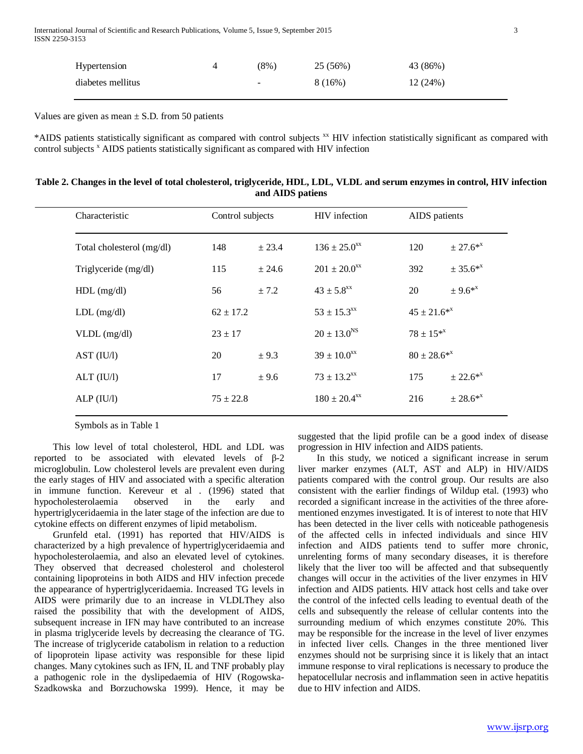| Hypertension | 4 | (8%) | 25 (56%) | 43 (86%) |
|---|---|---|---|---|
| diabetes mellitus | | - | 8 (16%) | 12 (24%) |

Values are given as mean ± S.D. from 50 patients

*AIDS patients statistically significant as compared with control subjects [xx] HIV infection statistically significant as compared with control subjects [x] AIDS patients statistically significant as compared with HIV infection

**Table 2. Changes in the level of total cholesterol, triglyceride, HDL, LDL, VLDL and serum enzymes in control, HIV infection and AIDS patiens**

| Characteristic | Control subjects | HIV infection | AIDS patients |
|---|---|---|---|
| Total cholesterol (mg/dl) | 148 ± 23.4 | 136 ± 25.0[xx] | 120 ± 27.6*[x] |
| Triglyceride (mg/dl) | 115 ± 24.6 | 201 ± 20.0[xx] | 392 ± 35.6*[x] |
| HDL (mg/dl) | 56 ± 7.2 | 43 ± 5.8[xx] | 20 ± 9.6*[x] |
| LDL (mg/dl) | 62 ± 17.2 | 53 ± 15.3[xx] | 45 ± 21.6*[x] |
| VLDL (mg/dl) | 23 ± 17 | 20 ± 13.0[NS] | 78 ± 15*[x] |
| AST (IU/l) | 20 ± 9.3 | 39 ± 10.0[xx] | 80 ± 28.6*[x] |
| ALT (IU/l) | 17 ± 9.6 | 73 ± 13.2[xx] | 175 ± 22.6*[x] |
| ALP (IU/l) | 75 ± 22.8 | 180 ± 20.4[xx] | 216 ± 28.6*[x] |

Symbols as in Table 1

This low level of total cholesterol, HDL and LDL was reported to be associated with elevated levels of β-2 microglobulin. Low cholesterol levels are prevalent even during the early stages of HIV and associated with a specific alteration in immune function. Kereveur et al . (1996) stated that hypocholesterolaemia observed in the early and hypertriglyceridaemia in the later stage of the infection are due to cytokine effects on different enzymes of lipid metabolism.

Grunfeld etal. (1991) has reported that HIV/AIDS is characterized by a high prevalence of hypertriglyceridaemia and hypocholesterolaemia, and also an elevated level of cytokines. They observed that decreased cholesterol and cholesterol containing lipoproteins in both AIDS and HIV infection precede the appearance of hypertriglyceridaemia. Increased TG levels in AIDS were primarily due to an increase in VLDLThey also raised the possibility that with the development of AIDS, subsequent increase in IFN may have contributed to an increase in plasma triglyceride levels by decreasing the clearance of TG. The increase of triglyceride catabolism in relation to a reduction of lipoprotein lipase activity was responsible for these lipid changes. Many cytokines such as IFN, IL and TNF probably play a pathogenic role in the dyslipedaemia of HIV (Rogowska-Szadkowska and Borzuchowska 1999). Hence, it may be suggested that the lipid profile can be a good index of disease progression in HIV infection and AIDS patients.

In this study, we noticed a significant increase in serum liver marker enzymes (ALT, AST and ALP) in HIV/AIDS patients compared with the control group. Our results are also consistent with the earlier findings of Wildup etal. (1993) who recorded a significant increase in the activities of the three afore-mentioned enzymes investigated. It is of interest to note that HIV has been detected in the liver cells with noticeable pathogenesis of the affected cells in infected individuals and since HIV infection and AIDS patients tend to suffer more chronic, unrelenting forms of many secondary diseases, it is therefore likely that the liver too will be affected and that subsequently changes will occur in the activities of the liver enzymes in HIV infection and AIDS patients. HIV attack host cells and take over the control of the infected cells leading to eventual death of the cells and subsequently the release of cellular contents into the surrounding medium of which enzymes constitute 20%. This may be responsible for the increase in the level of liver enzymes in infected liver cells. Changes in the three mentioned liver enzymes should not be surprising since it is likely that an intact immune response to viral replications is necessary to produce the hepatocellular necrosis and inflammation seen in active hepatitis due to HIV infection and AIDS.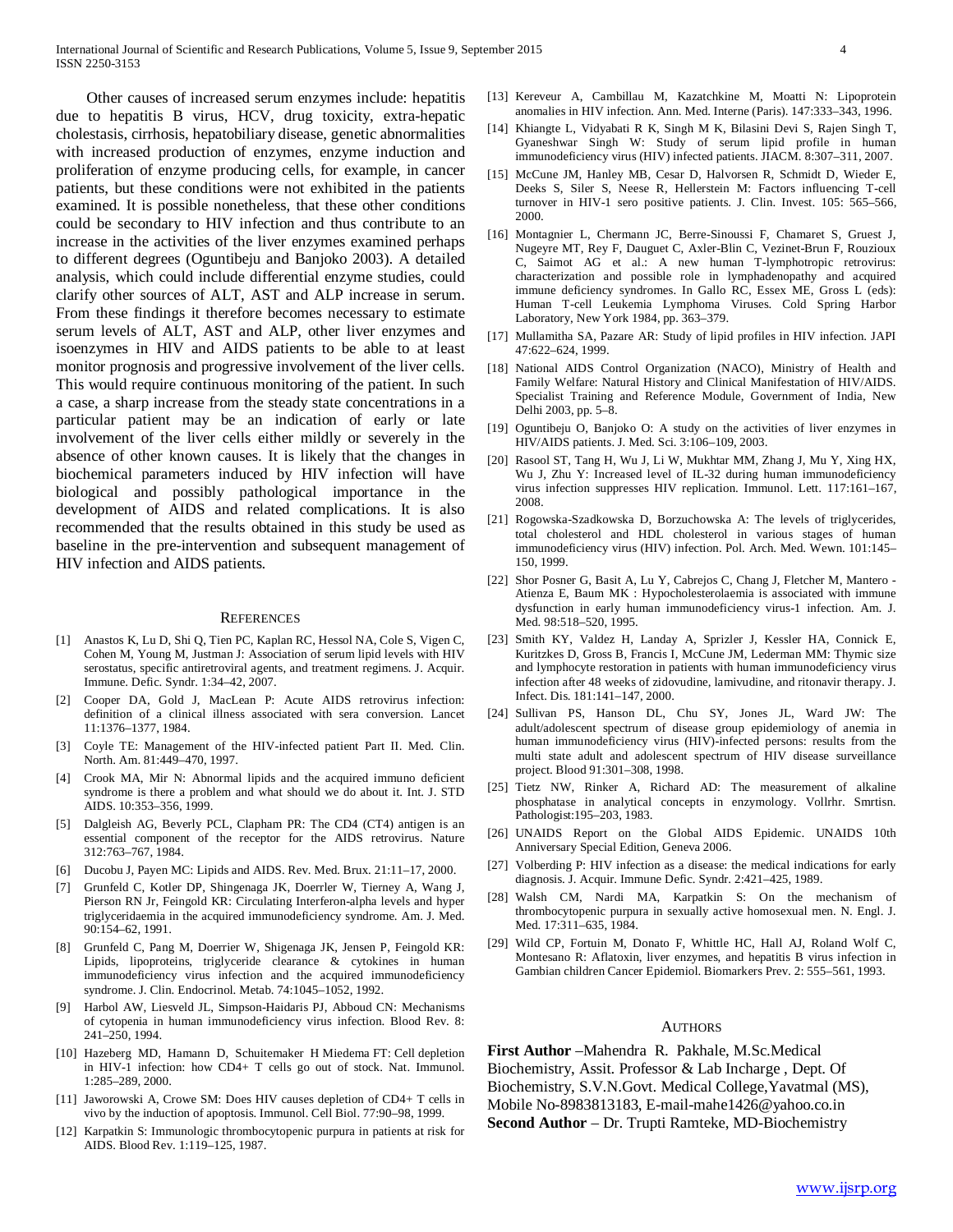Other causes of increased serum enzymes include: hepatitis due to hepatitis B virus, HCV, drug toxicity, extra-hepatic cholestasis, cirrhosis, hepatobiliary disease, genetic abnormalities with increased production of enzymes, enzyme induction and proliferation of enzyme producing cells, for example, in cancer patients, but these conditions were not exhibited in the patients examined. It is possible nonetheless, that these other conditions could be secondary to HIV infection and thus contribute to an increase in the activities of the liver enzymes examined perhaps to different degrees (Oguntibeju and Banjoko 2003). A detailed analysis, which could include differential enzyme studies, could clarify other sources of ALT, AST and ALP increase in serum. From these findings it therefore becomes necessary to estimate serum levels of ALT, AST and ALP, other liver enzymes and isoenzymes in HIV and AIDS patients to be able to at least monitor prognosis and progressive involvement of the liver cells. This would require continuous monitoring of the patient. In such a case, a sharp increase from the steady state concentrations in a particular patient may be an indication of early or late involvement of the liver cells either mildly or severely in the absence of other known causes. It is likely that the changes in biochemical parameters induced by HIV infection will have biological and possibly pathological importance in the development of AIDS and related complications. It is also recommended that the results obtained in this study be used as baseline in the pre-intervention and subsequent management of HIV infection and AIDS patients.

## References

[1] Anastos K, Lu D, Shi Q, Tien PC, Kaplan RC, Hessol NA, Cole S, Vigen C, Cohen M, Young M, Justman J: Association of serum lipid levels with HIV serostatus, specific antiretroviral agents, and treatment regimens. J. Acquir. Immune. Defic. Syndr. 1:34–42, 2007.

[2] Cooper DA, Gold J, MacLean P: Acute AIDS retrovirus infection: definition of a clinical illness associated with sera conversion. Lancet 11:1376–1377, 1984.

[3] Coyle TE: Management of the HIV-infected patient Part II. Med. Clin. North. Am. 81:449–470, 1997.

[4] Crook MA, Mir N: Abnormal lipids and the acquired immuno deficient syndrome is there a problem and what should we do about it. Int. J. STD AIDS. 10:353–356, 1999.

[5] Dalgleish AG, Beverly PCL, Clapham PR: The CD4 (CT4) antigen is an essential component of the receptor for the AIDS retrovirus. Nature 312:763–767, 1984.

[6] Ducobu J, Payen MC: Lipids and AIDS. Rev. Med. Brux. 21:11–17, 2000.

[7] Grunfeld C, Kotler DP, Shingenaga JK, Doerrler W, Tierney A, Wang J, Pierson RN Jr, Feingold KR: Circulating Interferon-alpha levels and hyper triglyceridaemia in the acquired immunodeficiency syndrome. Am. J. Med. 90:154–62, 1991.

[8] Grunfeld C, Pang M, Doerrier W, Shigenaga JK, Jensen P, Feingold KR: Lipids, lipoproteins, triglyceride clearance & cytokines in human immunodeficiency virus infection and the acquired immunodeficiency syndrome. J. Clin. Endocrinol. Metab. 74:1045–1052, 1992.

[9] Harbol AW, Liesveld JL, Simpson-Haidaris PJ, Abboud CN: Mechanisms of cytopenia in human immunodeficiency virus infection. Blood Rev. 8: 241–250, 1994.

[10] Hazeberg MD, Hamann D, Schuitemaker H Miedema FT: Cell depletion in HIV-1 infection: how CD4+ T cells go out of stock. Nat. Immunol. 1:285–289, 2000.

[11] Jaworowski A, Crowe SM: Does HIV causes depletion of CD4+ T cells in vivo by the induction of apoptosis. Immunol. Cell Biol. 77:90–98, 1999.

[12] Karpatkin S: Immunologic thrombocytopenic purpura in patients at risk for AIDS. Blood Rev. 1:119–125, 1987.

[13] Kereveur A, Cambillau M, Kazatchkine M, Moatti N: Lipoprotein anomalies in HIV infection. Ann. Med. Interne (Paris). 147:333–343, 1996.

[14] Khiangte L, Vidyabati R K, Singh M K, Bilasini Devi S, Rajen Singh T, Gyaneshwar Singh W: Study of serum lipid profile in human immunodeficiency virus (HIV) infected patients. JIACM. 8:307–311, 2007.

[15] McCune JM, Hanley MB, Cesar D, Halvorsen R, Schmidt D, Wieder E, Deeks S, Siler S, Neese R, Hellerstein M: Factors influencing T-cell turnover in HIV-1 sero positive patients. J. Clin. Invest. 105: 565–566, 2000.

[16] Montagnier L, Chermann JC, Berre-Sinoussi F, Chamaret S, Gruest J, Nugeyre MT, Rey F, Dauguet C, Axler-Blin C, Vezinet-Brun F, Rouzioux C, Saimot AG et al.: A new human T-lymphotropic retrovirus: characterization and possible role in lymphadenopathy and acquired immune deficiency syndromes. In Gallo RC, Essex ME, Gross L (eds): Human T-cell Leukemia Lymphoma Viruses. Cold Spring Harbor Laboratory, New York 1984, pp. 363–379.

[17] Mullamitha SA, Pazare AR: Study of lipid profiles in HIV infection. JAPI 47:622–624, 1999.

[18] National AIDS Control Organization (NACO), Ministry of Health and Family Welfare: Natural History and Clinical Manifestation of HIV/AIDS. Specialist Training and Reference Module, Government of India, New Delhi 2003, pp. 5–8.

[19] Oguntibeju O, Banjoko O: A study on the activities of liver enzymes in HIV/AIDS patients. J. Med. Sci. 3:106–109, 2003.

[20] Rasool ST, Tang H, Wu J, Li W, Mukhtar MM, Zhang J, Mu Y, Xing HX, Wu J, Zhu Y: Increased level of IL-32 during human immunodeficiency virus infection suppresses HIV replication. Immunol. Lett. 117:161–167, 2008.

[21] Rogowska-Szadkowska D, Borzuchowska A: The levels of triglycerides, total cholesterol and HDL cholesterol in various stages of human immunodeficiency virus (HIV) infection. Pol. Arch. Med. Wewn. 101:145–150, 1999.

[22] Shor Posner G, Basit A, Lu Y, Cabrejos C, Chang J, Fletcher M, Mantero - Atienza E, Baum MK : Hypocholesterolaemia is associated with immune dysfunction in early human immunodeficiency virus-1 infection. Am. J. Med. 98:518–520, 1995.

[23] Smith KY, Valdez H, Landay A, Sprizler J, Kessler HA, Connick E, Kuritzkes D, Gross B, Francis I, McCune JM, Lederman MM: Thymic size and lymphocyte restoration in patients with human immunodeficiency virus infection after 48 weeks of zidovudine, lamivudine, and ritonavir therapy. J. Infect. Dis. 181:141–147, 2000.

[24] Sullivan PS, Hanson DL, Chu SY, Jones JL, Ward JW: The adult/adolescent spectrum of disease group epidemiology of anemia in human immunodeficiency virus (HIV)-infected persons: results from the multi state adult and adolescent spectrum of HIV disease surveillance project. Blood 91:301–308, 1998.

[25] Tietz NW, Rinker A, Richard AD: The measurement of alkaline phosphatase in analytical concepts in enzymology. Vollrhr. Smrtisn. Pathologist:195–203, 1983.

[26] UNAIDS Report on the Global AIDS Epidemic. UNAIDS 10th Anniversary Special Edition, Geneva 2006.

[27] Volberding P: HIV infection as a disease: the medical indications for early diagnosis. J. Acquir. Immune Defic. Syndr. 2:421–425, 1989.

[28] Walsh CM, Nardi MA, Karpatkin S: On the mechanism of thrombocytopenic purpura in sexually active homosexual men. N. Engl. J. Med. 17:311–635, 1984.

[29] Wild CP, Fortuin M, Donato F, Whittle HC, Hall AJ, Roland Wolf C, Montesano R: Aflatoxin, liver enzymes, and hepatitis B virus infection in Gambian children Cancer Epidemiol. Biomarkers Prev. 2: 555–561, 1993.

## Authors

**First Author** –Mahendra R. Pakhale, M.Sc.Medical Biochemistry, Assit. Professor & Lab Incharge , Dept. Of Biochemistry, S.V.N.Govt. Medical College,Yavatmal (MS), Mobile No-8983813183, E-mail-mahe1426@yahoo.co.in

**Second Author** – Dr. Trupti Ramteke, MD-Biochemistry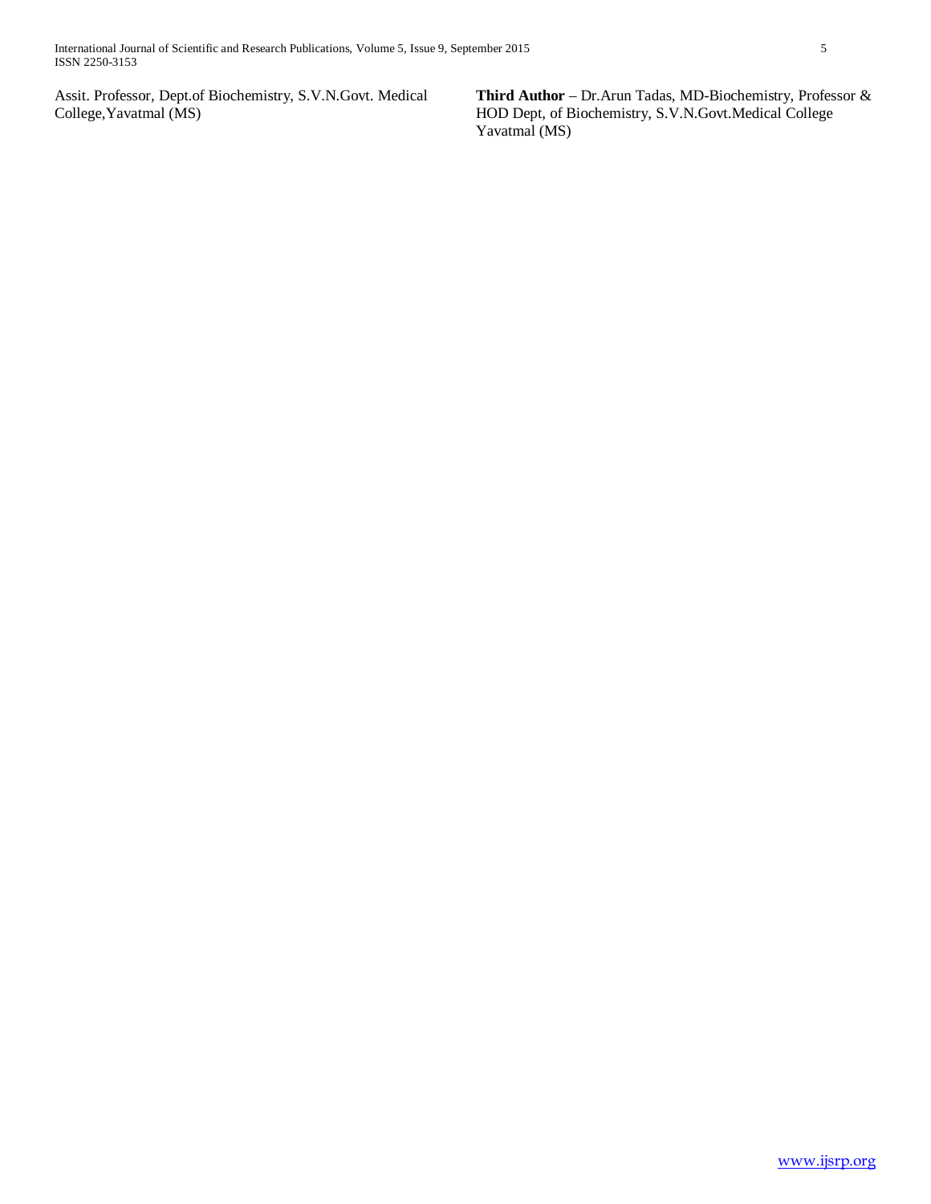Assit. Professor, Dept.of Biochemistry, S.V.N.Govt. Medical College,Yavatmal (MS)

**Third Author** – Dr.Arun Tadas, MD-Biochemistry, Professor & HOD Dept, of Biochemistry, S.V.N.Govt.Medical College Yavatmal (MS)